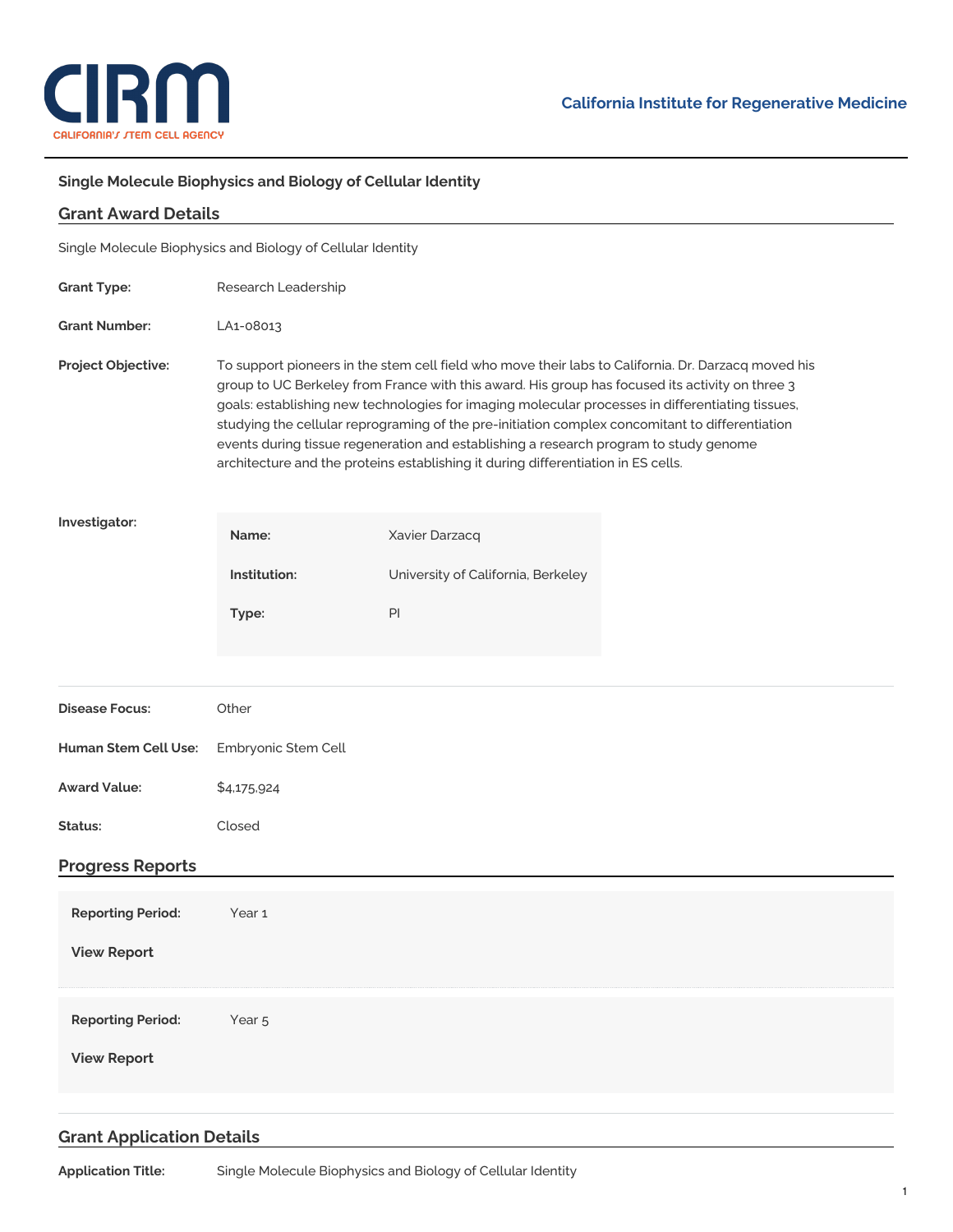# Single Molecule Biophysics and Biology of Cellular Identity

## Grant Award Details

Single Molecule Biophysics and Biology of Cellular Identity

**Grant Type:** Research Leadership

**Grant Number:** LA1-08013

**Project Objective:** To support pioneers in the stem cell field who move their labs to California. Dr. Darzacq moved his group to UC Berkeley from France with this award. His group has focused its activity on three 3 goals: establishing new technologies for imaging molecular processes in differentiating tissues, studying the cellular reprograming of the pre-initiation complex concomitant to differentiation events during tissue regeneration and establishing a research program to study genome architecture and the proteins establishing it during differentiation in ES cells.

**Investigator:**

| | |
|---|---|
| **Name:** | Xavier Darzacq |
| **Institution:** | University of California, Berkeley |
| **Type:** | PI |

**Disease Focus:** Other

**Human Stem Cell Use:** Embryonic Stem Cell

**Award Value:** $4,175,924

**Status:** Closed

## Progress Reports

**Reporting Period:** Year 1

**View Report**

**Reporting Period:** Year 5

**View Report**

## Grant Application Details

**Application Title:** Single Molecule Biophysics and Biology of Cellular Identity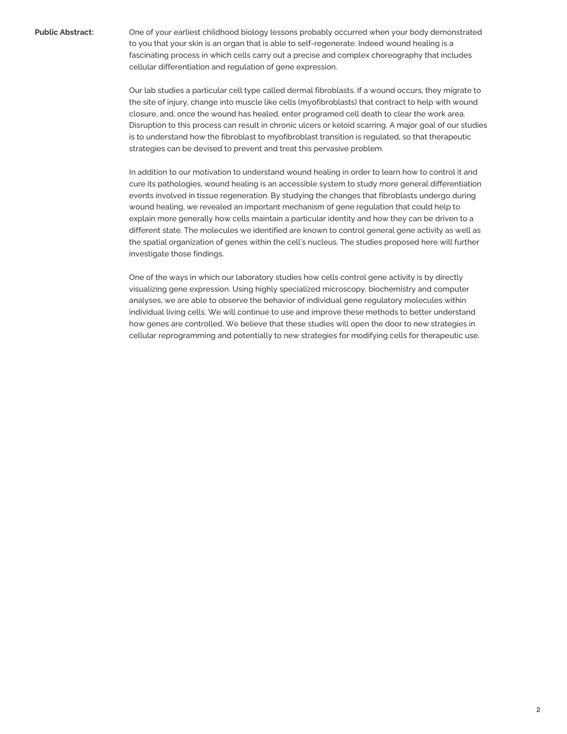**Public Abstract:**

One of your earliest childhood biology lessons probably occurred when your body demonstrated to you that your skin is an organ that is able to self-regenerate. Indeed wound healing is a fascinating process in which cells carry out a precise and complex choreography that includes cellular differentiation and regulation of gene expression.

Our lab studies a particular cell type called dermal fibroblasts. If a wound occurs, they migrate to the site of injury, change into muscle like cells (myofibroblasts) that contract to help with wound closure, and, once the wound has healed, enter programed cell death to clear the work area. Disruption to this process can result in chronic ulcers or keloid scarring. A major goal of our studies is to understand how the fibroblast to myofibroblast transition is regulated, so that therapeutic strategies can be devised to prevent and treat this pervasive problem.

In addition to our motivation to understand wound healing in order to learn how to control it and cure its pathologies, wound healing is an accessible system to study more general differentiation events involved in tissue regeneration. By studying the changes that fibroblasts undergo during wound healing, we revealed an important mechanism of gene regulation that could help to explain more generally how cells maintain a particular identity and how they can be driven to a different state. The molecules we identified are known to control general gene activity as well as the spatial organization of genes within the cell's nucleus. The studies proposed here will further investigate those findings.

One of the ways in which our laboratory studies how cells control gene activity is by directly visualizing gene expression. Using highly specialized microscopy, biochemistry and computer analyses, we are able to observe the behavior of individual gene regulatory molecules within individual living cells. We will continue to use and improve these methods to better understand how genes are controlled. We believe that these studies will open the door to new strategies in cellular reprogramming and potentially to new strategies for modifying cells for therapeutic use.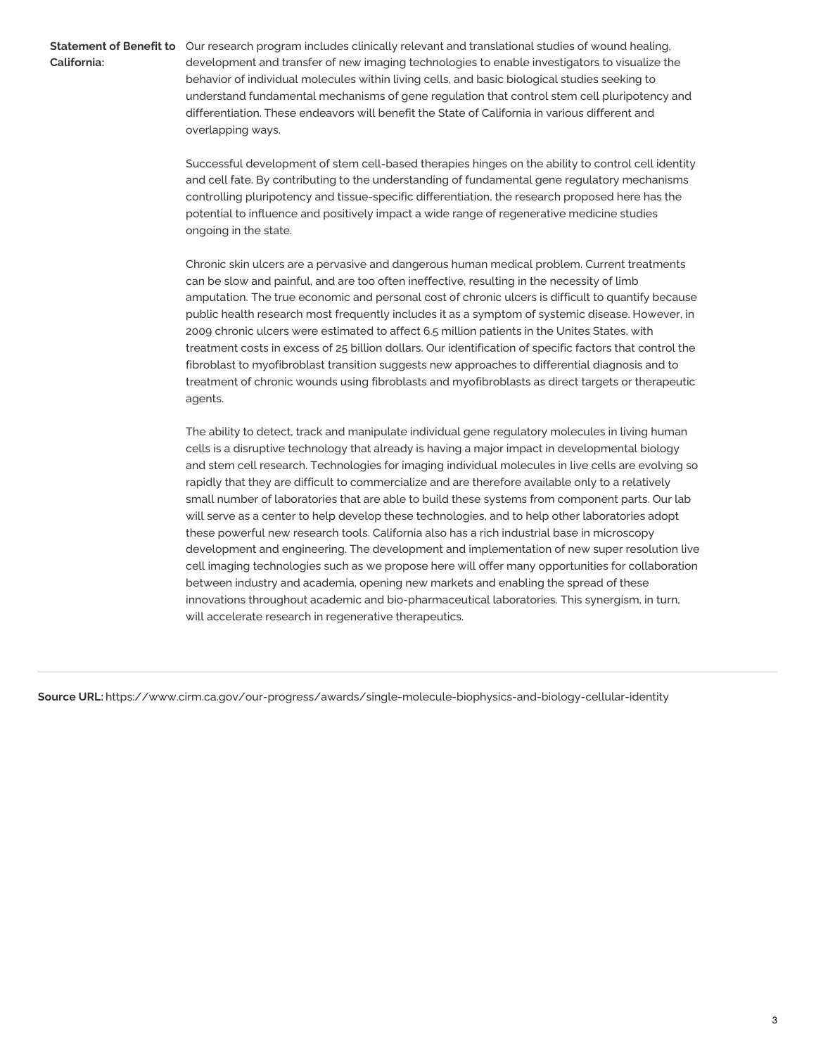**Statement of Benefit to California:**

Our research program includes clinically relevant and translational studies of wound healing, development and transfer of new imaging technologies to enable investigators to visualize the behavior of individual molecules within living cells, and basic biological studies seeking to understand fundamental mechanisms of gene regulation that control stem cell pluripotency and differentiation. These endeavors will benefit the State of California in various different and overlapping ways.

Successful development of stem cell-based therapies hinges on the ability to control cell identity and cell fate. By contributing to the understanding of fundamental gene regulatory mechanisms controlling pluripotency and tissue-specific differentiation, the research proposed here has the potential to influence and positively impact a wide range of regenerative medicine studies ongoing in the state.

Chronic skin ulcers are a pervasive and dangerous human medical problem. Current treatments can be slow and painful, and are too often ineffective, resulting in the necessity of limb amputation. The true economic and personal cost of chronic ulcers is difficult to quantify because public health research most frequently includes it as a symptom of systemic disease. However, in 2009 chronic ulcers were estimated to affect 6.5 million patients in the Unites States, with treatment costs in excess of 25 billion dollars. Our identification of specific factors that control the fibroblast to myofibroblast transition suggests new approaches to differential diagnosis and to treatment of chronic wounds using fibroblasts and myofibroblasts as direct targets or therapeutic agents.

The ability to detect, track and manipulate individual gene regulatory molecules in living human cells is a disruptive technology that already is having a major impact in developmental biology and stem cell research. Technologies for imaging individual molecules in live cells are evolving so rapidly that they are difficult to commercialize and are therefore available only to a relatively small number of laboratories that are able to build these systems from component parts. Our lab will serve as a center to help develop these technologies, and to help other laboratories adopt these powerful new research tools. California also has a rich industrial base in microscopy development and engineering. The development and implementation of new super resolution live cell imaging technologies such as we propose here will offer many opportunities for collaboration between industry and academia, opening new markets and enabling the spread of these innovations throughout academic and bio-pharmaceutical laboratories. This synergism, in turn, will accelerate research in regenerative therapeutics.

---

**Source URL:** https://www.cirm.ca.gov/our-progress/awards/single-molecule-biophysics-and-biology-cellular-identity